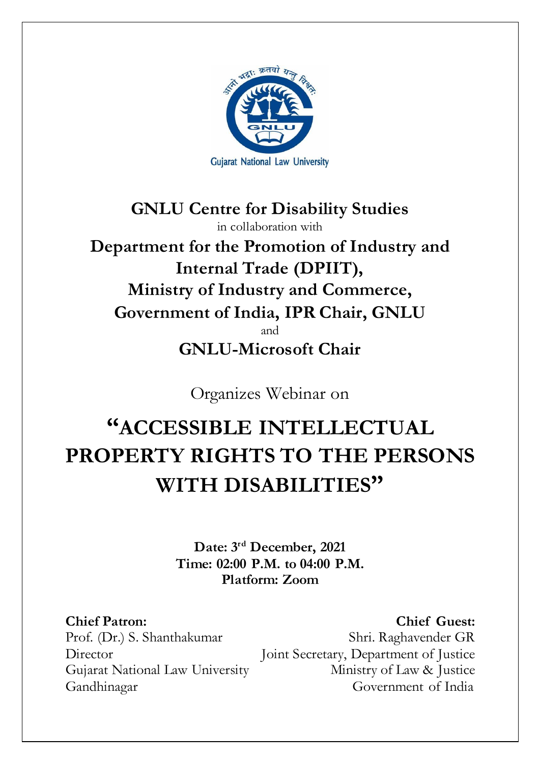आनो भद्राः क्रतवो यन्तु विश्वतः

GNLU

Gujarat National Law University

**GNLU Centre for Disability Studies**

in collaboration with

**Department for the Promotion of Industry and Internal Trade (DPIIT), Ministry of Industry and Commerce, Government of India, IPR Chair, GNLU**

and

**GNLU-Microsoft Chair**

Organizes Webinar on

# "ACCESSIBLE INTELLECTUAL PROPERTY RIGHTS TO THE PERSONS WITH DISABILITIES"

**Date: 3rd December, 2021**
**Time: 02:00 P.M. to 04:00 P.M.**
**Platform: Zoom**

**Chief Patron:**
Prof. (Dr.) S. Shanthakumar
Director
Gujarat National Law University
Gandhinagar

**Chief Guest:**
Shri. Raghavender GR
Joint Secretary, Department of Justice
Ministry of Law & Justice
Government of India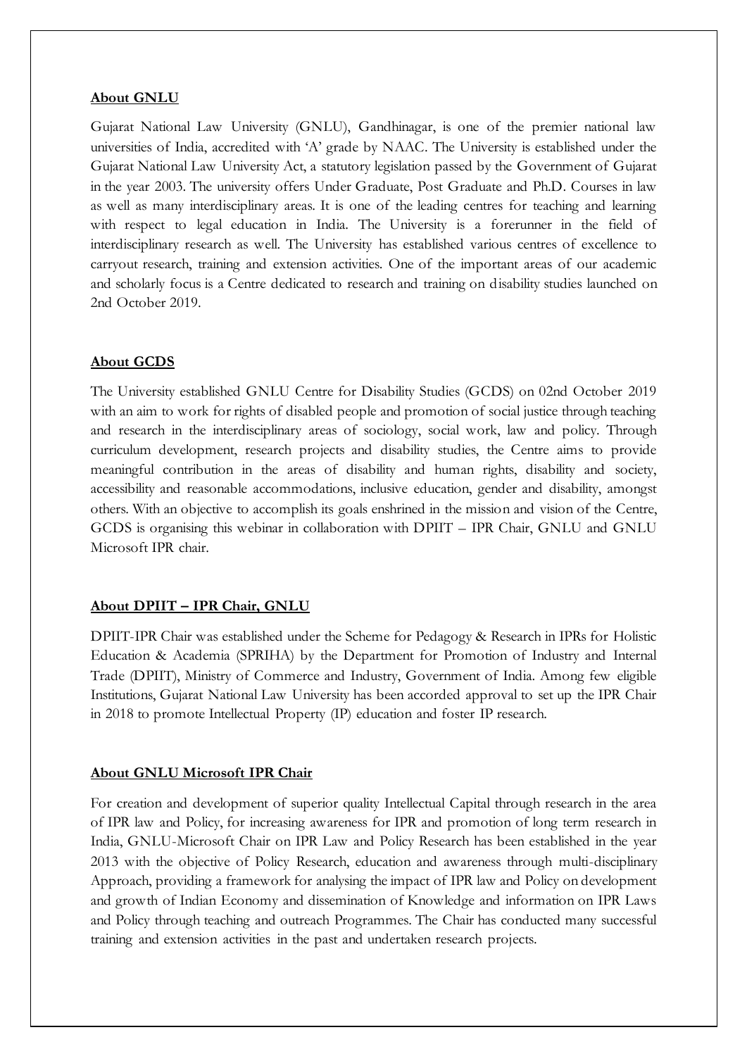**About GNLU**

Gujarat National Law University (GNLU), Gandhinagar, is one of the premier national law universities of India, accredited with 'A' grade by NAAC. The University is established under the Gujarat National Law University Act, a statutory legislation passed by the Government of Gujarat in the year 2003. The university offers Under Graduate, Post Graduate and Ph.D. Courses in law as well as many interdisciplinary areas. It is one of the leading centres for teaching and learning with respect to legal education in India. The University is a forerunner in the field of interdisciplinary research as well. The University has established various centres of excellence to carryout research, training and extension activities. One of the important areas of our academic and scholarly focus is a Centre dedicated to research and training on disability studies launched on 2nd October 2019.

**About GCDS**

The University established GNLU Centre for Disability Studies (GCDS) on 02nd October 2019 with an aim to work for rights of disabled people and promotion of social justice through teaching and research in the interdisciplinary areas of sociology, social work, law and policy. Through curriculum development, research projects and disability studies, the Centre aims to provide meaningful contribution in the areas of disability and human rights, disability and society, accessibility and reasonable accommodations, inclusive education, gender and disability, amongst others. With an objective to accomplish its goals enshrined in the mission and vision of the Centre, GCDS is organising this webinar in collaboration with DPIIT – IPR Chair, GNLU and GNLU Microsoft IPR chair.

**About DPIIT – IPR Chair, GNLU**

DPIIT-IPR Chair was established under the Scheme for Pedagogy & Research in IPRs for Holistic Education & Academia (SPRIHA) by the Department for Promotion of Industry and Internal Trade (DPIIT), Ministry of Commerce and Industry, Government of India. Among few eligible Institutions, Gujarat National Law University has been accorded approval to set up the IPR Chair in 2018 to promote Intellectual Property (IP) education and foster IP research.

**About GNLU Microsoft IPR Chair**

For creation and development of superior quality Intellectual Capital through research in the area of IPR law and Policy, for increasing awareness for IPR and promotion of long term research in India, GNLU-Microsoft Chair on IPR Law and Policy Research has been established in the year 2013 with the objective of Policy Research, education and awareness through multi-disciplinary Approach, providing a framework for analysing the impact of IPR law and Policy on development and growth of Indian Economy and dissemination of Knowledge and information on IPR Laws and Policy through teaching and outreach Programmes. The Chair has conducted many successful training and extension activities in the past and undertaken research projects.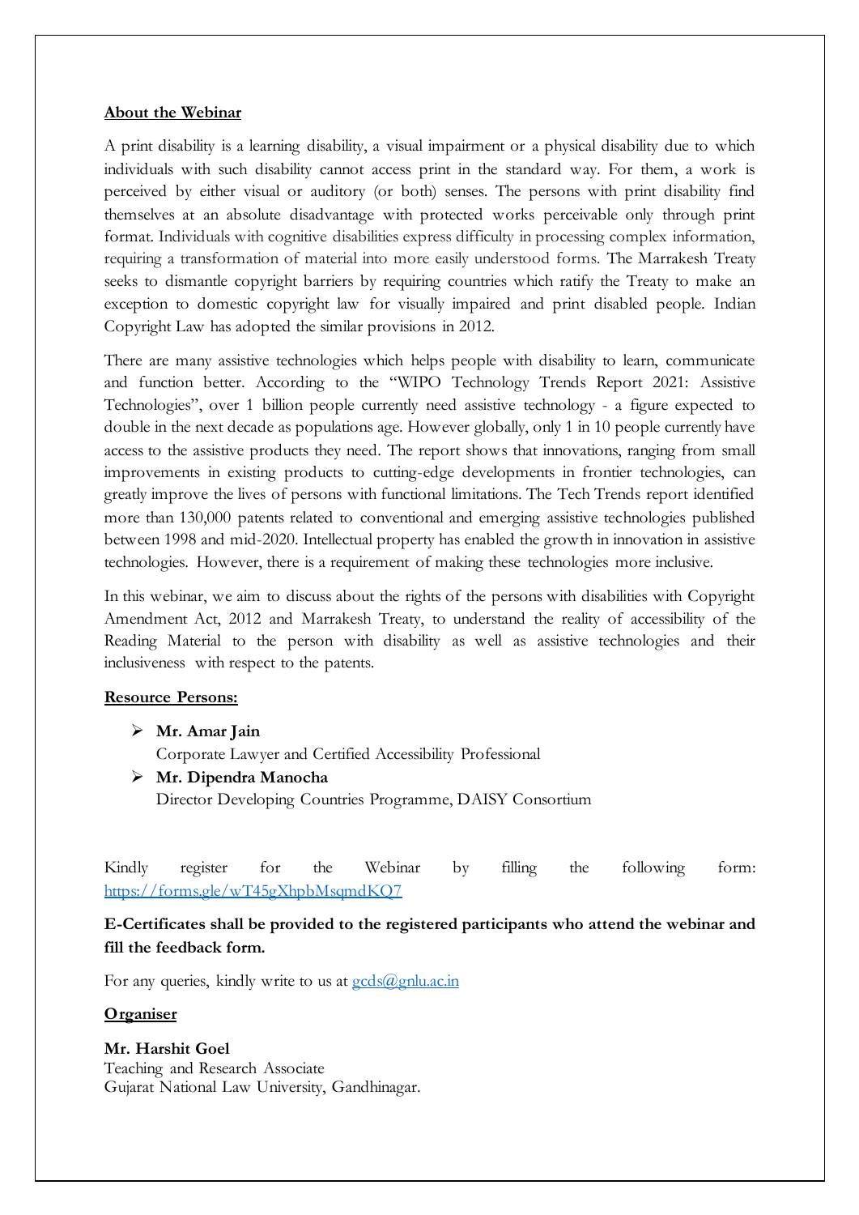**About the Webinar**

A print disability is a learning disability, a visual impairment or a physical disability due to which individuals with such disability cannot access print in the standard way. For them, a work is perceived by either visual or auditory (or both) senses. The persons with print disability find themselves at an absolute disadvantage with protected works perceivable only through print format. Individuals with cognitive disabilities express difficulty in processing complex information, requiring a transformation of material into more easily understood forms. The Marrakesh Treaty seeks to dismantle copyright barriers by requiring countries which ratify the Treaty to make an exception to domestic copyright law for visually impaired and print disabled people. Indian Copyright Law has adopted the similar provisions in 2012.

There are many assistive technologies which helps people with disability to learn, communicate and function better. According to the "WIPO Technology Trends Report 2021: Assistive Technologies", over 1 billion people currently need assistive technology - a figure expected to double in the next decade as populations age. However globally, only 1 in 10 people currently have access to the assistive products they need. The report shows that innovations, ranging from small improvements in existing products to cutting-edge developments in frontier technologies, can greatly improve the lives of persons with functional limitations. The Tech Trends report identified more than 130,000 patents related to conventional and emerging assistive technologies published between 1998 and mid-2020. Intellectual property has enabled the growth in innovation in assistive technologies. However, there is a requirement of making these technologies more inclusive.

In this webinar, we aim to discuss about the rights of the persons with disabilities with Copyright Amendment Act, 2012 and Marrakesh Treaty, to understand the reality of accessibility of the Reading Material to the person with disability as well as assistive technologies and their inclusiveness with respect to the patents.

**Resource Persons:**

- **Mr. Amar Jain**
  Corporate Lawyer and Certified Accessibility Professional
- **Mr. Dipendra Manocha**
  Director Developing Countries Programme, DAISY Consortium

Kindly register for the Webinar by filling the following form: https://forms.gle/wT45gXhpbMsqmdKQ7

**E-Certificates shall be provided to the registered participants who attend the webinar and fill the feedback form.**

For any queries, kindly write to us at gcds@gnlu.ac.in

**Organiser**

**Mr. Harshit Goel**
Teaching and Research Associate
Gujarat National Law University, Gandhinagar.